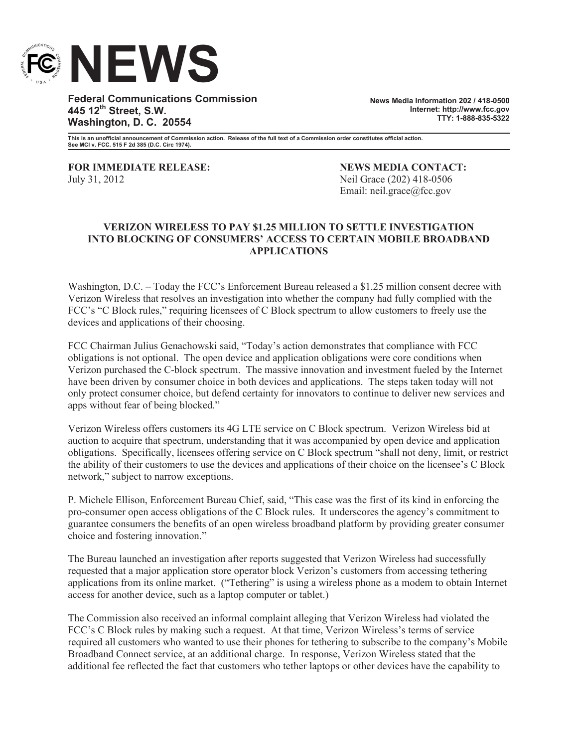# NEWS

**Federal Communications Commission**
**445 12th Street, S.W.**
**Washington, D. C. 20554**

**News Media Information 202 / 418-0500**
**Internet: http://www.fcc.gov**
**TTY: 1-888-835-5322**

**This is an unofficial announcement of Commission action. Release of the full text of a Commission order constitutes official action. See MCI v. FCC. 515 F 2d 385 (D.C. Circ 1974).**

**FOR IMMEDIATE RELEASE:**
July 31, 2012

**NEWS MEDIA CONTACT:**
Neil Grace (202) 418-0506
Email: neil.grace@fcc.gov

## VERIZON WIRELESS TO PAY $1.25 MILLION TO SETTLE INVESTIGATION INTO BLOCKING OF CONSUMERS' ACCESS TO CERTAIN MOBILE BROADBAND APPLICATIONS

Washington, D.C. – Today the FCC's Enforcement Bureau released a $1.25 million consent decree with Verizon Wireless that resolves an investigation into whether the company had fully complied with the FCC's "C Block rules," requiring licensees of C Block spectrum to allow customers to freely use the devices and applications of their choosing.

FCC Chairman Julius Genachowski said, "Today's action demonstrates that compliance with FCC obligations is not optional. The open device and application obligations were core conditions when Verizon purchased the C-block spectrum. The massive innovation and investment fueled by the Internet have been driven by consumer choice in both devices and applications. The steps taken today will not only protect consumer choice, but defend certainty for innovators to continue to deliver new services and apps without fear of being blocked."

Verizon Wireless offers customers its 4G LTE service on C Block spectrum. Verizon Wireless bid at auction to acquire that spectrum, understanding that it was accompanied by open device and application obligations. Specifically, licensees offering service on C Block spectrum "shall not deny, limit, or restrict the ability of their customers to use the devices and applications of their choice on the licensee's C Block network," subject to narrow exceptions.

P. Michele Ellison, Enforcement Bureau Chief, said, "This case was the first of its kind in enforcing the pro-consumer open access obligations of the C Block rules. It underscores the agency's commitment to guarantee consumers the benefits of an open wireless broadband platform by providing greater consumer choice and fostering innovation."

The Bureau launched an investigation after reports suggested that Verizon Wireless had successfully requested that a major application store operator block Verizon's customers from accessing tethering applications from its online market. ("Tethering" is using a wireless phone as a modem to obtain Internet access for another device, such as a laptop computer or tablet.)

The Commission also received an informal complaint alleging that Verizon Wireless had violated the FCC's C Block rules by making such a request. At that time, Verizon Wireless's terms of service required all customers who wanted to use their phones for tethering to subscribe to the company's Mobile Broadband Connect service, at an additional charge. In response, Verizon Wireless stated that the additional fee reflected the fact that customers who tether laptops or other devices have the capability to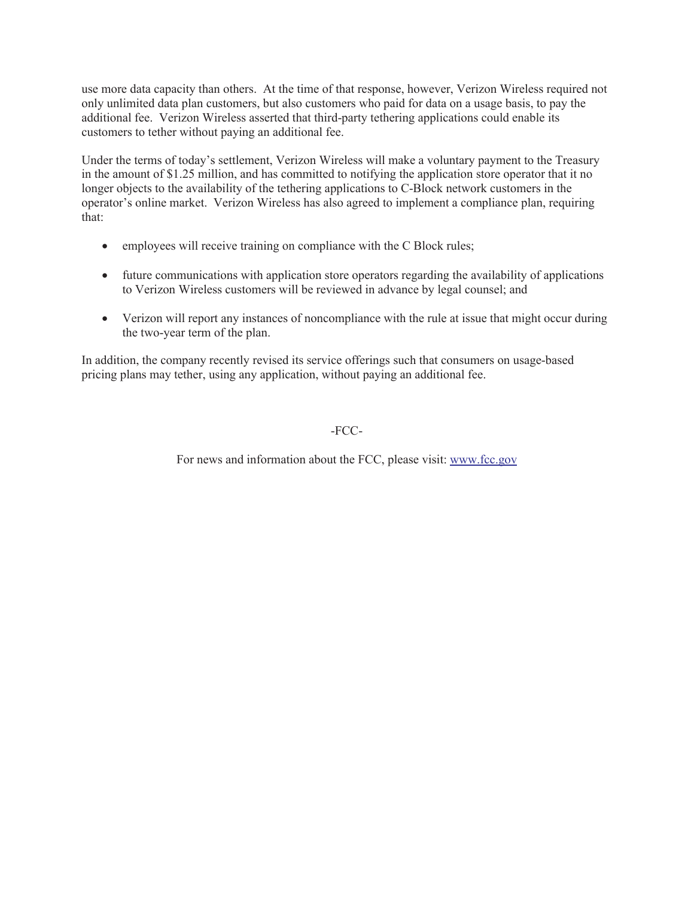use more data capacity than others. At the time of that response, however, Verizon Wireless required not only unlimited data plan customers, but also customers who paid for data on a usage basis, to pay the additional fee. Verizon Wireless asserted that third-party tethering applications could enable its customers to tether without paying an additional fee.

Under the terms of today's settlement, Verizon Wireless will make a voluntary payment to the Treasury in the amount of $1.25 million, and has committed to notifying the application store operator that it no longer objects to the availability of the tethering applications to C-Block network customers in the operator's online market. Verizon Wireless has also agreed to implement a compliance plan, requiring that:

- employees will receive training on compliance with the C Block rules;
- future communications with application store operators regarding the availability of applications to Verizon Wireless customers will be reviewed in advance by legal counsel; and
- Verizon will report any instances of noncompliance with the rule at issue that might occur during the two-year term of the plan.

In addition, the company recently revised its service offerings such that consumers on usage-based pricing plans may tether, using any application, without paying an additional fee.

-FCC-

For news and information about the FCC, please visit: www.fcc.gov